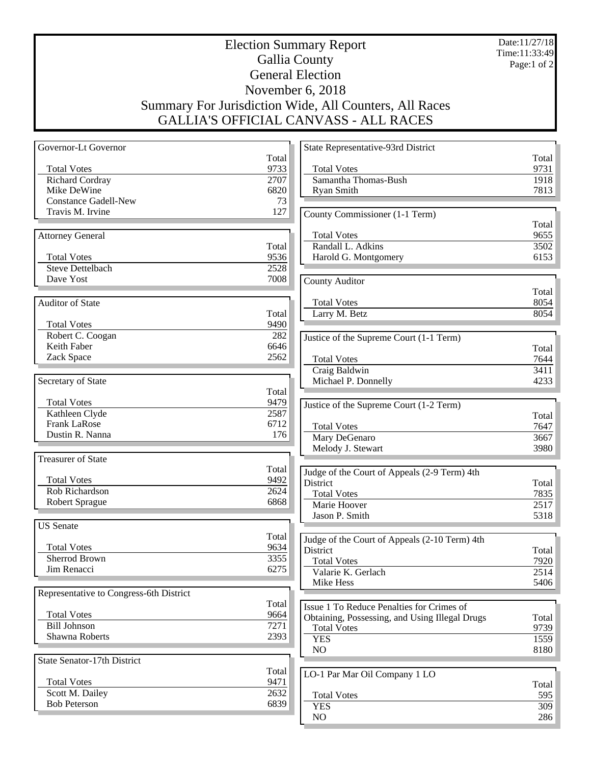# Election Summary Report
## Gallia County
## General Election
## November 6, 2018
## Summary For Jurisdiction Wide, All Counters, All Races
## GALLIA'S OFFICIAL CANVASS - ALL RACES

Date:11/27/18
Time:11:33:49

### Governor-Lt Governor

| | Total |
|---|---|
| Total Votes | 9733 |
| Richard Cordray | 2707 |
| Mike DeWine | 6820 |
| Constance Gadell-New | 73 |
| Travis M. Irvine | 127 |

### Attorney General

| | Total |
|---|---|
| Total Votes | 9536 |
| Steve Dettelbach | 2528 |
| Dave Yost | 7008 |

### Auditor of State

| | Total |
|---|---|
| Total Votes | 9490 |
| Robert C. Coogan | 282 |
| Keith Faber | 6646 |
| Zack Space | 2562 |

### Secretary of State

| | Total |
|---|---|
| Total Votes | 9479 |
| Kathleen Clyde | 2587 |
| Frank LaRose | 6712 |
| Dustin R. Nanna | 176 |

### Treasurer of State

| | Total |
|---|---|
| Total Votes | 9492 |
| Rob Richardson | 2624 |
| Robert Sprague | 6868 |

### US Senate

| | Total |
|---|---|
| Total Votes | 9634 |
| Sherrod Brown | 3355 |
| Jim Renacci | 6275 |

### Representative to Congress-6th District

| | Total |
|---|---|
| Total Votes | 9664 |
| Bill Johnson | 7271 |
| Shawna Roberts | 2393 |

### State Senator-17th District

| | Total |
|---|---|
| Total Votes | 9471 |
| Scott M. Dailey | 2632 |
| Bob Peterson | 6839 |

### State Representative-93rd District

| | Total |
|---|---|
| Total Votes | 9731 |
| Samantha Thomas-Bush | 1918 |
| Ryan Smith | 7813 |

### County Commissioner (1-1 Term)

| | Total |
|---|---|
| Total Votes | 9655 |
| Randall L. Adkins | 3502 |
| Harold G. Montgomery | 6153 |

### County Auditor

| | Total |
|---|---|
| Total Votes | 8054 |
| Larry M. Betz | 8054 |

### Justice of the Supreme Court (1-1 Term)

| | Total |
|---|---|
| Total Votes | 7644 |
| Craig Baldwin | 3411 |
| Michael P. Donnelly | 4233 |

### Justice of the Supreme Court (1-2 Term)

| | Total |
|---|---|
| Total Votes | 7647 |
| Mary DeGenaro | 3667 |
| Melody J. Stewart | 3980 |

### Judge of the Court of Appeals (2-9 Term) 4th District

| | Total |
|---|---|
| Total Votes | 7835 |
| Marie Hoover | 2517 |
| Jason P. Smith | 5318 |

### Judge of the Court of Appeals (2-10 Term) 4th District

| | Total |
|---|---|
| Total Votes | 7920 |
| Valarie K. Gerlach | 2514 |
| Mike Hess | 5406 |

### Issue 1 To Reduce Penalties for Crimes of Obtaining, Possessing, and Using Illegal Drugs

| | Total |
|---|---|
| Total Votes | 9739 |
| YES | 1559 |
| NO | 8180 |

### LO-1 Par Mar Oil Company 1 LO

| | Total |
|---|---|
| Total Votes | 595 |
| YES | 309 |
| NO | 286 |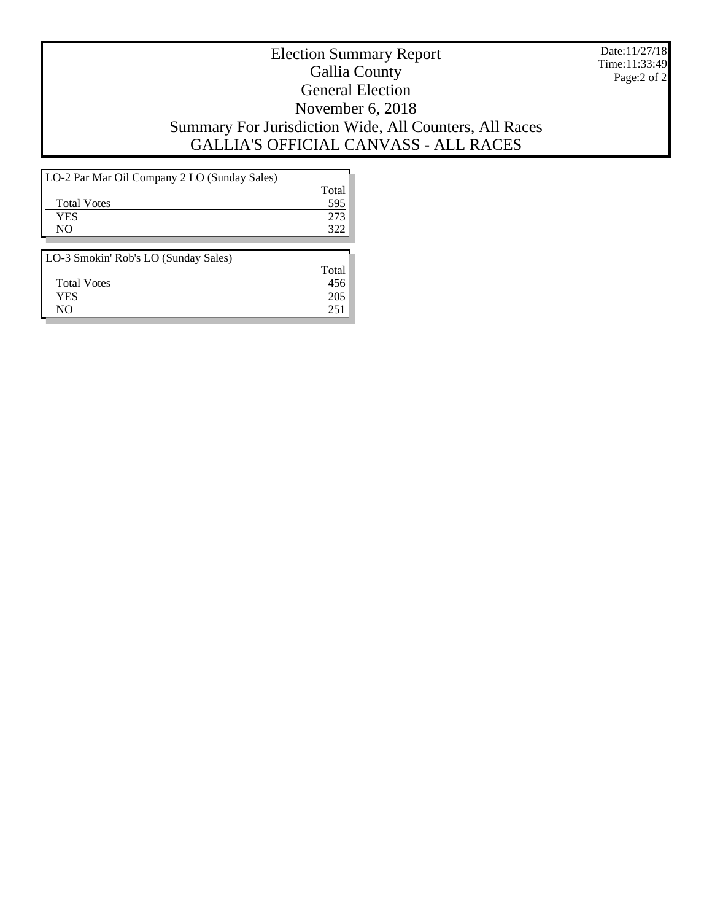# Election Summary Report
## Gallia County
## General Election
## November 6, 2018
## Summary For Jurisdiction Wide, All Counters, All Races
## GALLIA'S OFFICIAL CANVASS - ALL RACES

Date:11/27/18
Time:11:33:49

| LO-2 Par Mar Oil Company 2 LO (Sunday Sales) | Total |
|---|---|
| Total Votes | 595 |
| YES | 273 |
| NO | 322 |

| LO-3 Smokin' Rob's LO (Sunday Sales) | Total |
|---|---|
| Total Votes | 456 |
| YES | 205 |
| NO | 251 |